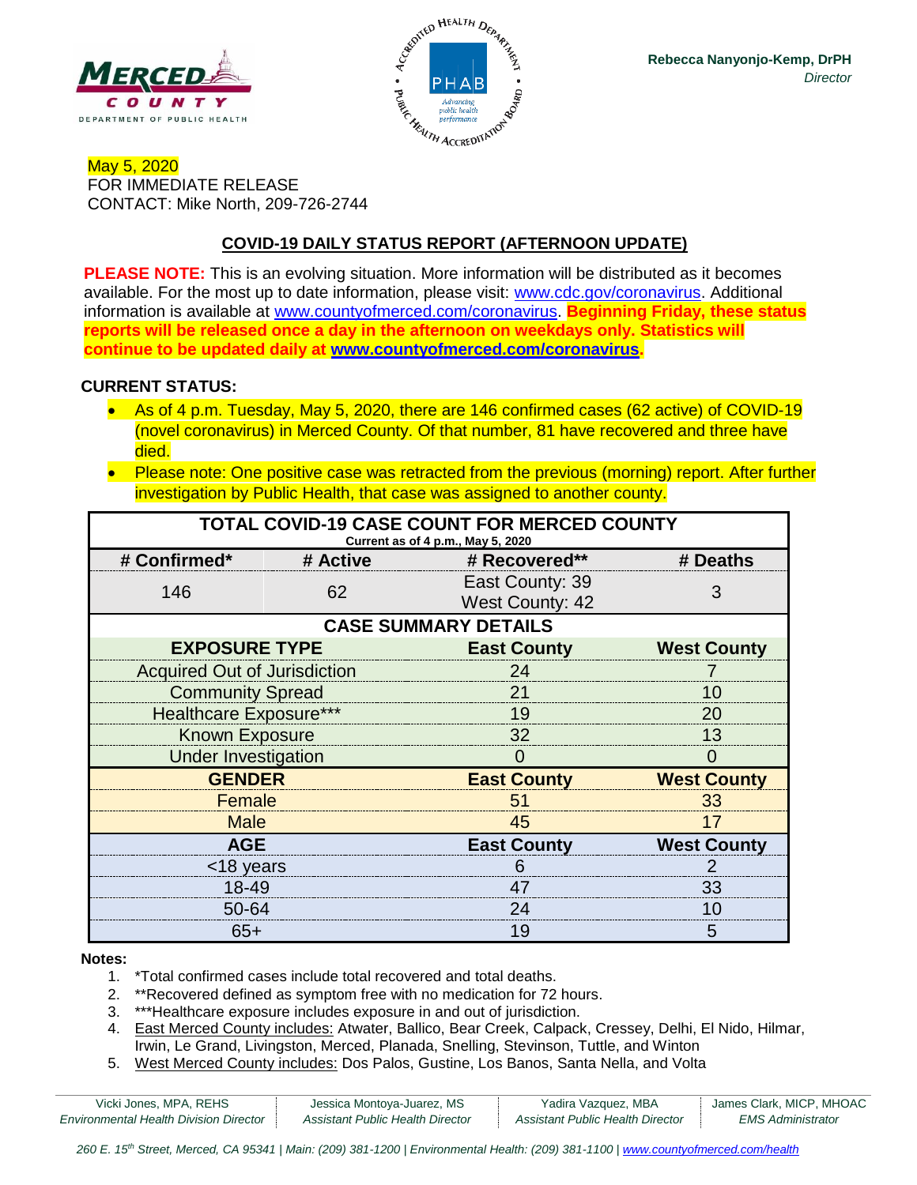Rebecca Nanyonjo-Kemp, DrPH
*Director*

May 5, 2020
FOR IMMEDIATE RELEASE
CONTACT: Mike North, 209-726-2744

## COVID-19 DAILY STATUS REPORT (AFTERNOON UPDATE)

**PLEASE NOTE:** This is an evolving situation. More information will be distributed as it becomes available. For the most up to date information, please visit: www.cdc.gov/coronavirus. Additional information is available at www.countyofmerced.com/coronavirus. **Beginning Friday, these status reports will be released once a day in the afternoon on weekdays only. Statistics will continue to be updated daily at www.countyofmerced.com/coronavirus.**

**CURRENT STATUS:**

- As of 4 p.m. Tuesday, May 5, 2020, there are 146 confirmed cases (62 active) of COVID-19 (novel coronavirus) in Merced County. Of that number, 81 have recovered and three have died.
- Please note: One positive case was retracted from the previous (morning) report. After further investigation by Public Health, that case was assigned to another county.

**TOTAL COVID-19 CASE COUNT FOR MERCED COUNTY**
Current as of 4 p.m., May 5, 2020

| # Confirmed* | # Active | # Recovered** | # Deaths |
|---|---|---|---|
| 146 | 62 | East County: 39<br>West County: 42 | 3 |

**CASE SUMMARY DETAILS**

| EXPOSURE TYPE | East County | West County |
|---|---|---|
| Acquired Out of Jurisdiction | 24 | 7 |
| Community Spread | 21 | 10 |
| Healthcare Exposure*** | 19 | 20 |
| Known Exposure | 32 | 13 |
| Under Investigation | 0 | 0 |
| **GENDER** | **East County** | **West County** |
| Female | 51 | 33 |
| Male | 45 | 17 |
| **AGE** | **East County** | **West County** |
| <18 years | 6 | 2 |
| 18-49 | 47 | 33 |
| 50-64 | 24 | 10 |
| 65+ | 19 | 5 |

**Notes:**

1. *Total confirmed cases include total recovered and total deaths.
2. **Recovered defined as symptom free with no medication for 72 hours.
3. ***Healthcare exposure includes exposure in and out of jurisdiction.
4. East Merced County includes: Atwater, Ballico, Bear Creek, Calpack, Cressey, Delhi, El Nido, Hilmar, Irwin, Le Grand, Livingston, Merced, Planada, Snelling, Stevinson, Tuttle, and Winton
5. West Merced County includes: Dos Palos, Gustine, Los Banos, Santa Nella, and Volta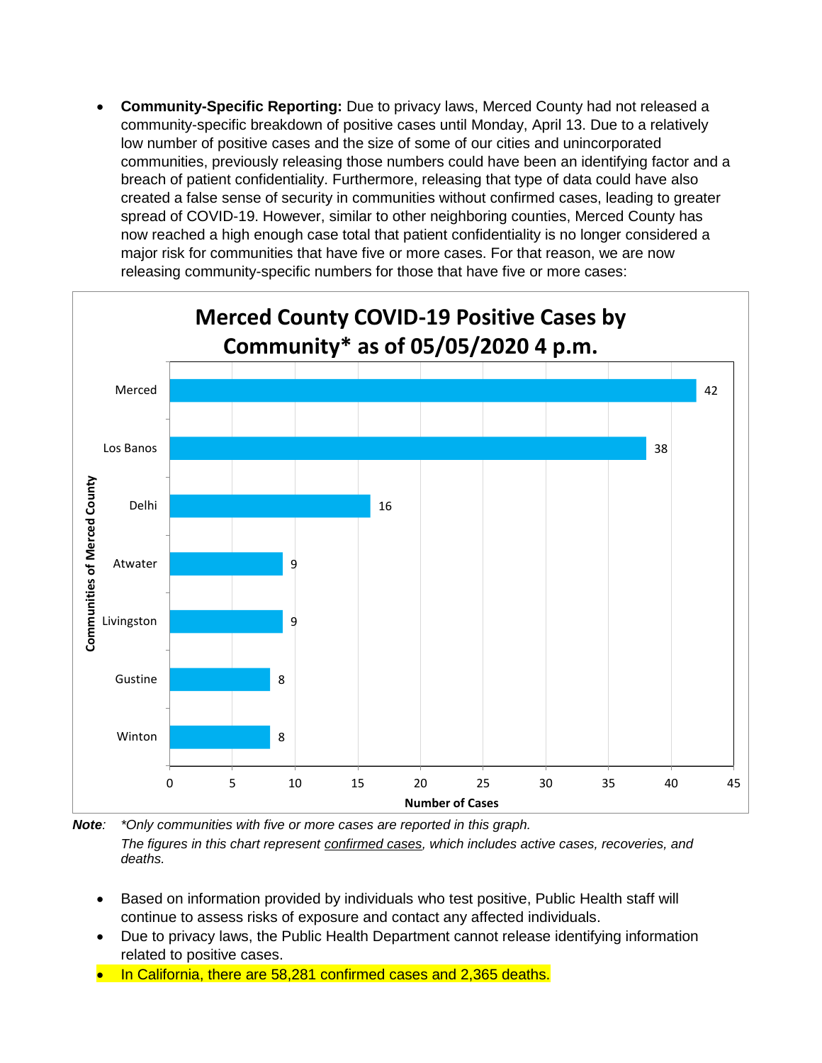- **Community-Specific Reporting:** Due to privacy laws, Merced County had not released a community-specific breakdown of positive cases until Monday, April 13. Due to a relatively low number of positive cases and the size of some of our cities and unincorporated communities, previously releasing those numbers could have been an identifying factor and a breach of patient confidentiality. Furthermore, releasing that type of data could have also created a false sense of security in communities without confirmed cases, leading to greater spread of COVID-19. However, similar to other neighboring counties, Merced County has now reached a high enough case total that patient confidentiality is no longer considered a major risk for communities that have five or more cases. For that reason, we are now releasing community-specific numbers for those that have five or more cases:

**Merced County COVID-19 Positive Cases by Community* as of 05/05/2020 4 p.m.**

| Communities of Merced County | Number of Cases |
|---|---|
| Merced | 42 |
| Los Banos | 38 |
| Delhi | 16 |
| Atwater | 9 |
| Livingston | 9 |
| Gustine | 8 |
| Winton | 8 |

***Note**: \*Only communities with five or more cases are reported in this graph.*
*The figures in this chart represent confirmed cases, which includes active cases, recoveries, and deaths.*

- Based on information provided by individuals who test positive, Public Health staff will continue to assess risks of exposure and contact any affected individuals.
- Due to privacy laws, the Public Health Department cannot release identifying information related to positive cases.
- In California, there are 58,281 confirmed cases and 2,365 deaths.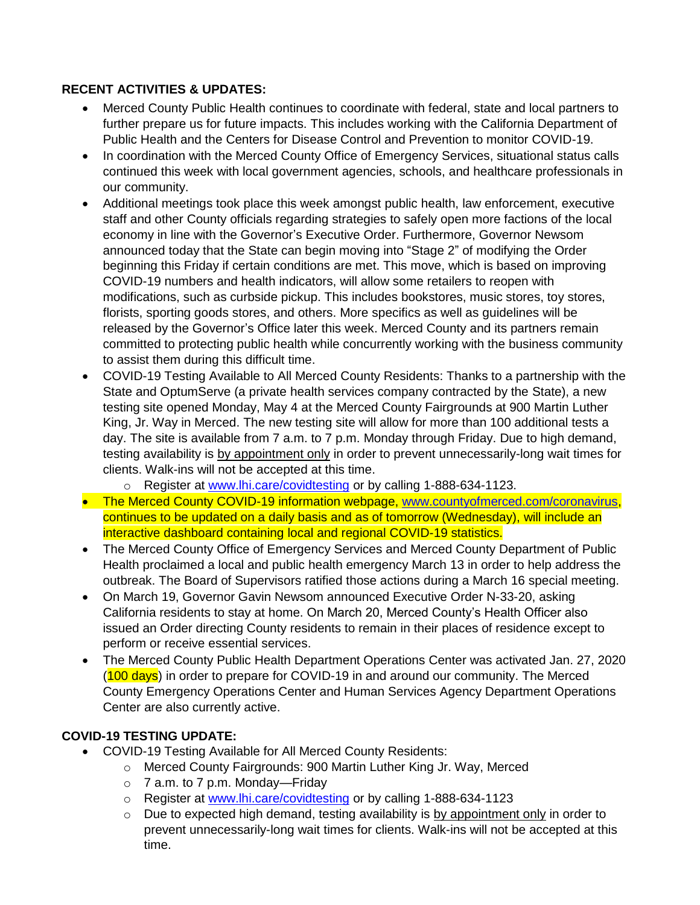**RECENT ACTIVITIES & UPDATES:**

- Merced County Public Health continues to coordinate with federal, state and local partners to further prepare us for future impacts. This includes working with the California Department of Public Health and the Centers for Disease Control and Prevention to monitor COVID-19.
- In coordination with the Merced County Office of Emergency Services, situational status calls continued this week with local government agencies, schools, and healthcare professionals in our community.
- Additional meetings took place this week amongst public health, law enforcement, executive staff and other County officials regarding strategies to safely open more factions of the local economy in line with the Governor's Executive Order. Furthermore, Governor Newsom announced today that the State can begin moving into "Stage 2" of modifying the Order beginning this Friday if certain conditions are met. This move, which is based on improving COVID-19 numbers and health indicators, will allow some retailers to reopen with modifications, such as curbside pickup. This includes bookstores, music stores, toy stores, florists, sporting goods stores, and others. More specifics as well as guidelines will be released by the Governor's Office later this week. Merced County and its partners remain committed to protecting public health while concurrently working with the business community to assist them during this difficult time.
- COVID-19 Testing Available to All Merced County Residents: Thanks to a partnership with the State and OptumServe (a private health services company contracted by the State), a new testing site opened Monday, May 4 at the Merced County Fairgrounds at 900 Martin Luther King, Jr. Way in Merced. The new testing site will allow for more than 100 additional tests a day. The site is available from 7 a.m. to 7 p.m. Monday through Friday. Due to high demand, testing availability is by appointment only in order to prevent unnecessarily-long wait times for clients. Walk-ins will not be accepted at this time.
    - Register at www.lhi.care/covidtesting or by calling 1-888-634-1123.
- The Merced County COVID-19 information webpage, www.countyofmerced.com/coronavirus, continues to be updated on a daily basis and as of tomorrow (Wednesday), will include an interactive dashboard containing local and regional COVID-19 statistics.
- The Merced County Office of Emergency Services and Merced County Department of Public Health proclaimed a local and public health emergency March 13 in order to help address the outbreak. The Board of Supervisors ratified those actions during a March 16 special meeting.
- On March 19, Governor Gavin Newsom announced Executive Order N-33-20, asking California residents to stay at home. On March 20, Merced County's Health Officer also issued an Order directing County residents to remain in their places of residence except to perform or receive essential services.
- The Merced County Public Health Department Operations Center was activated Jan. 27, 2020 (100 days) in order to prepare for COVID-19 in and around our community. The Merced County Emergency Operations Center and Human Services Agency Department Operations Center are also currently active.

**COVID-19 TESTING UPDATE:**

- COVID-19 Testing Available for All Merced County Residents:
    - Merced County Fairgrounds: 900 Martin Luther King Jr. Way, Merced
    - 7 a.m. to 7 p.m. Monday—Friday
    - Register at www.lhi.care/covidtesting or by calling 1-888-634-1123
    - Due to expected high demand, testing availability is by appointment only in order to prevent unnecessarily-long wait times for clients. Walk-ins will not be accepted at this time.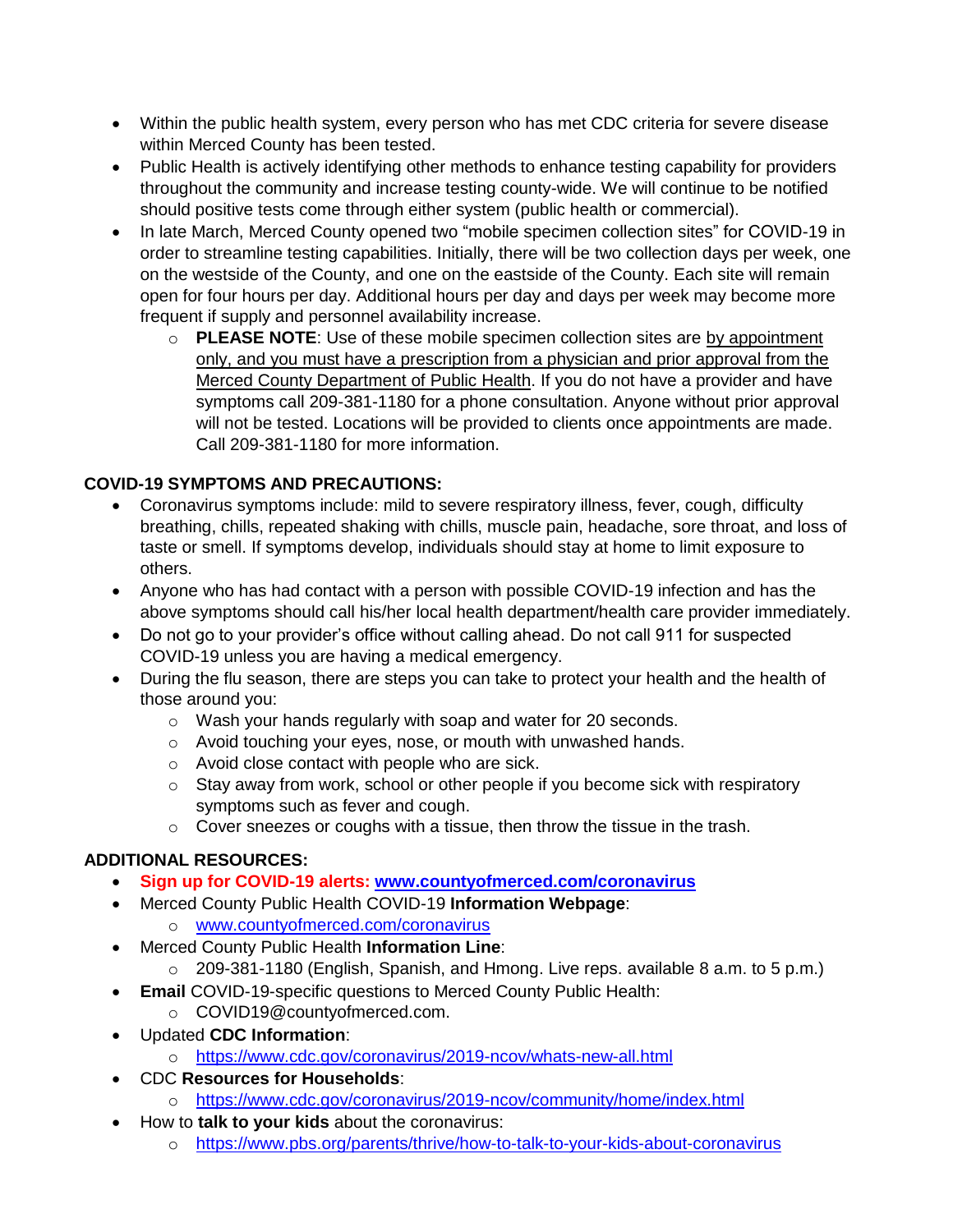- Within the public health system, every person who has met CDC criteria for severe disease within Merced County has been tested.
- Public Health is actively identifying other methods to enhance testing capability for providers throughout the community and increase testing county-wide. We will continue to be notified should positive tests come through either system (public health or commercial).
- In late March, Merced County opened two "mobile specimen collection sites" for COVID-19 in order to streamline testing capabilities. Initially, there will be two collection days per week, one on the westside of the County, and one on the eastside of the County. Each site will remain open for four hours per day. Additional hours per day and days per week may become more frequent if supply and personnel availability increase.
    - **PLEASE NOTE**: Use of these mobile specimen collection sites are by appointment only, and you must have a prescription from a physician and prior approval from the Merced County Department of Public Health. If you do not have a provider and have symptoms call 209-381-1180 for a phone consultation. Anyone without prior approval will not be tested. Locations will be provided to clients once appointments are made. Call 209-381-1180 for more information.

**COVID-19 SYMPTOMS AND PRECAUTIONS:**

- Coronavirus symptoms include: mild to severe respiratory illness, fever, cough, difficulty breathing, chills, repeated shaking with chills, muscle pain, headache, sore throat, and loss of taste or smell. If symptoms develop, individuals should stay at home to limit exposure to others.
- Anyone who has had contact with a person with possible COVID-19 infection and has the above symptoms should call his/her local health department/health care provider immediately.
- Do not go to your provider's office without calling ahead. Do not call 911 for suspected COVID-19 unless you are having a medical emergency.
- During the flu season, there are steps you can take to protect your health and the health of those around you:
    - Wash your hands regularly with soap and water for 20 seconds.
    - Avoid touching your eyes, nose, or mouth with unwashed hands.
    - Avoid close contact with people who are sick.
    - Stay away from work, school or other people if you become sick with respiratory symptoms such as fever and cough.
    - Cover sneezes or coughs with a tissue, then throw the tissue in the trash.

**ADDITIONAL RESOURCES:**

- **Sign up for COVID-19 alerts: www.countyofmerced.com/coronavirus**
- Merced County Public Health COVID-19 **Information Webpage**:
    - www.countyofmerced.com/coronavirus
- Merced County Public Health **Information Line**:
    - 209-381-1180 (English, Spanish, and Hmong. Live reps. available 8 a.m. to 5 p.m.)
- **Email** COVID-19-specific questions to Merced County Public Health:
    - COVID19@countyofmerced.com.
- Updated **CDC Information**:
    - https://www.cdc.gov/coronavirus/2019-ncov/whats-new-all.html
- CDC **Resources for Households**:
    - https://www.cdc.gov/coronavirus/2019-ncov/community/home/index.html
- How to **talk to your kids** about the coronavirus:
    - https://www.pbs.org/parents/thrive/how-to-talk-to-your-kids-about-coronavirus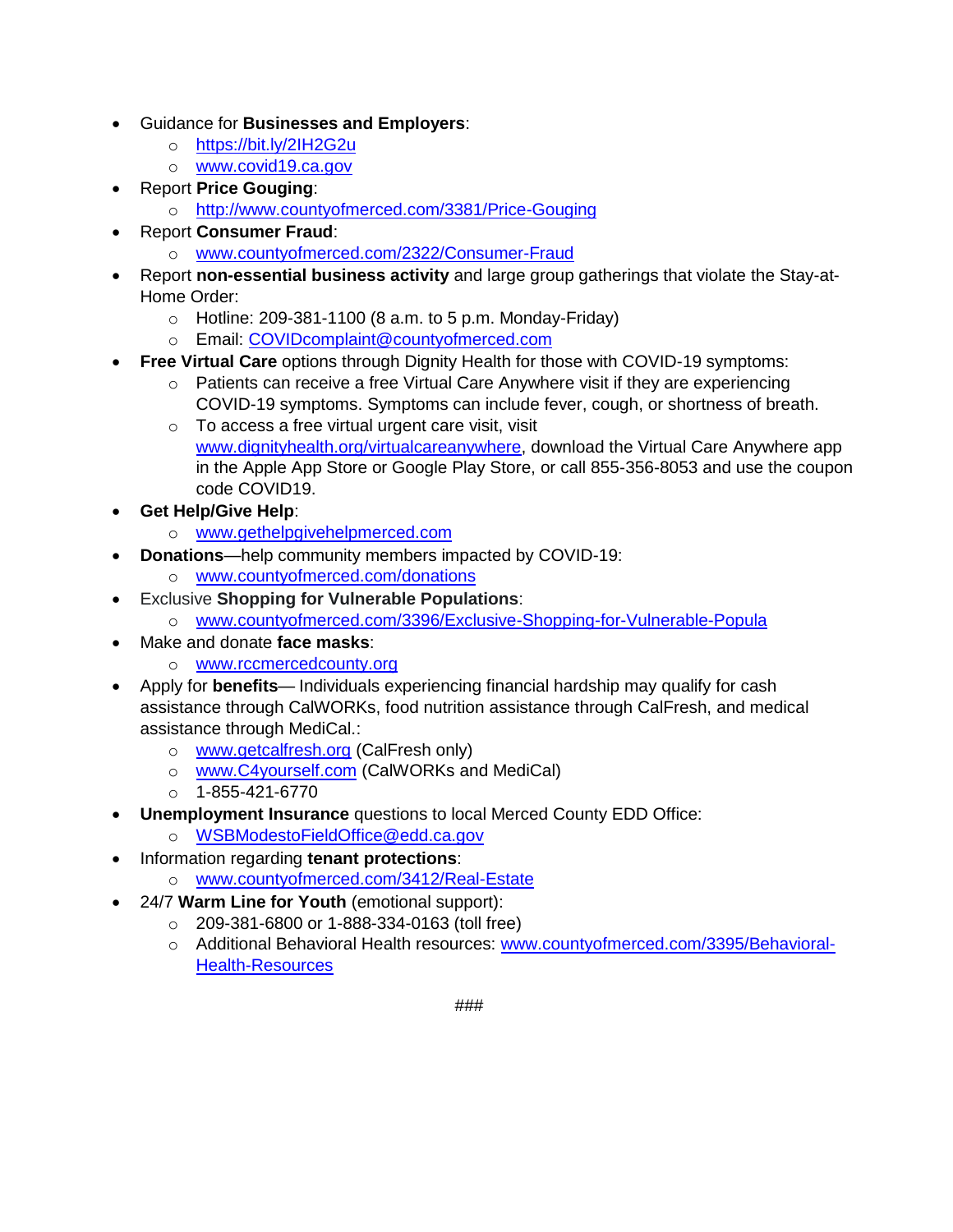- Guidance for **Businesses and Employers**:
  - https://bit.ly/2IH2G2u
  - www.covid19.ca.gov
- Report **Price Gouging**:
  - http://www.countyofmerced.com/3381/Price-Gouging
- Report **Consumer Fraud**:
  - www.countyofmerced.com/2322/Consumer-Fraud
- Report **non-essential business activity** and large group gatherings that violate the Stay-at-Home Order:
  - Hotline: 209-381-1100 (8 a.m. to 5 p.m. Monday-Friday)
  - Email: COVIDcomplaint@countyofmerced.com
- **Free Virtual Care** options through Dignity Health for those with COVID-19 symptoms:
  - Patients can receive a free Virtual Care Anywhere visit if they are experiencing COVID-19 symptoms. Symptoms can include fever, cough, or shortness of breath.
  - To access a free virtual urgent care visit, visit www.dignityhealth.org/virtualcareanywhere, download the Virtual Care Anywhere app in the Apple App Store or Google Play Store, or call 855-356-8053 and use the coupon code COVID19.
- **Get Help/Give Help**:
  - www.gethelpgivehelpmerced.com
- **Donations**—help community members impacted by COVID-19:
  - www.countyofmerced.com/donations
- Exclusive **Shopping for Vulnerable Populations**:
  - www.countyofmerced.com/3396/Exclusive-Shopping-for-Vulnerable-Popula
- Make and donate **face masks**:
  - www.rccmercedcounty.org
- Apply for **benefits**— Individuals experiencing financial hardship may qualify for cash assistance through CalWORKs, food nutrition assistance through CalFresh, and medical assistance through MediCal.:
  - www.getcalfresh.org (CalFresh only)
  - www.C4yourself.com (CalWORKs and MediCal)
  - 1-855-421-6770
- **Unemployment Insurance** questions to local Merced County EDD Office:
  - WSBModestoFieldOffice@edd.ca.gov
- Information regarding **tenant protections**:
  - www.countyofmerced.com/3412/Real-Estate
- 24/7 **Warm Line for Youth** (emotional support):
  - 209-381-6800 or 1-888-334-0163 (toll free)
  - Additional Behavioral Health resources: www.countyofmerced.com/3395/Behavioral-Health-Resources

###